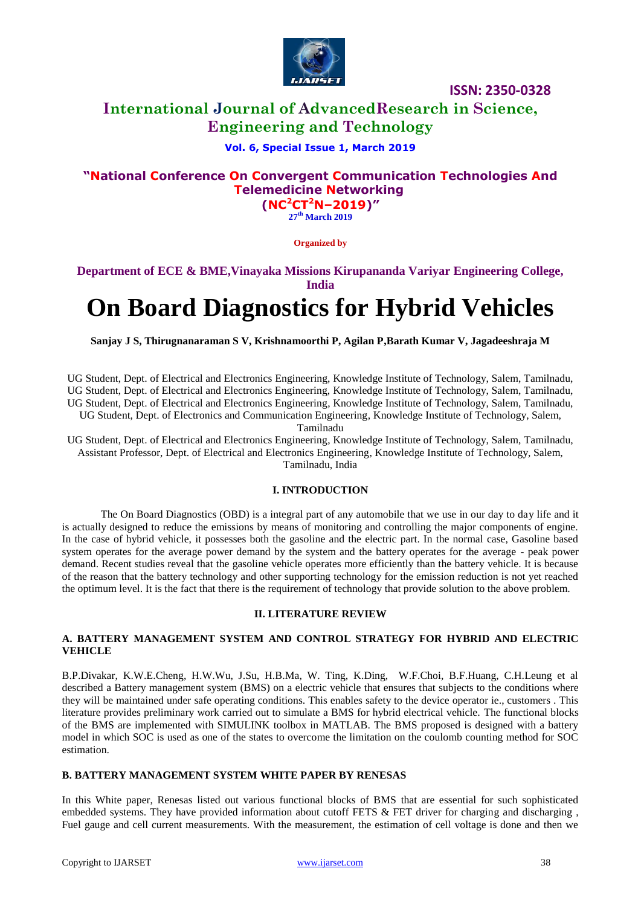# On Board Diagnostics for Hybrid Vehicles

**Sanjay J S, Thirugnanaraman S V, Krishnamoorthi P, Agilan P, Barath Kumar V, Jagadeeshraja M**

UG Student, Dept. of Electrical and Electronics Engineering, Knowledge Institute of Technology, Salem, Tamilnadu,
UG Student, Dept. of Electrical and Electronics Engineering, Knowledge Institute of Technology, Salem, Tamilnadu,
UG Student, Dept. of Electrical and Electronics Engineering, Knowledge Institute of Technology, Salem, Tamilnadu,
UG Student, Dept. of Electronics and Communication Engineering, Knowledge Institute of Technology, Salem, Tamilnadu
UG Student, Dept. of Electrical and Electronics Engineering, Knowledge Institute of Technology, Salem, Tamilnadu,
Assistant Professor, Dept. of Electrical and Electronics Engineering, Knowledge Institute of Technology, Salem, Tamilnadu, India

## I. INTRODUCTION

The On Board Diagnostics (OBD) is a integral part of any automobile that we use in our day to day life and it is actually designed to reduce the emissions by means of monitoring and controlling the major components of engine. In the case of hybrid vehicle, it possesses both the gasoline and the electric part. In the normal case, Gasoline based system operates for the average power demand by the system and the battery operates for the average - peak power demand. Recent studies reveal that the gasoline vehicle operates more efficiently than the battery vehicle. It is because of the reason that the battery technology and other supporting technology for the emission reduction is not yet reached the optimum level. It is the fact that there is the requirement of technology that provide solution to the above problem.

## II. LITERATURE REVIEW

### A. BATTERY MANAGEMENT SYSTEM AND CONTROL STRATEGY FOR HYBRID AND ELECTRIC VEHICLE

B.P.Divakar, K.W.E.Cheng, H.W.Wu, J.Su, H.B.Ma, W. Ting, K.Ding, W.F.Choi, B.F.Huang, C.H.Leung et al described a Battery management system (BMS) on a electric vehicle that ensures that subjects to the conditions where they will be maintained under safe operating conditions. This enables safety to the device operator ie., customers . This literature provides preliminary work carried out to simulate a BMS for hybrid electrical vehicle. The functional blocks of the BMS are implemented with SIMULINK toolbox in MATLAB. The BMS proposed is designed with a battery model in which SOC is used as one of the states to overcome the limitation on the coulomb counting method for SOC estimation.

### B. BATTERY MANAGEMENT SYSTEM WHITE PAPER BY RENESAS

In this White paper, Renesas listed out various functional blocks of BMS that are essential for such sophisticated embedded systems. They have provided information about cutoff FETS & FET driver for charging and discharging , Fuel gauge and cell current measurements. With the measurement, the estimation of cell voltage is done and then we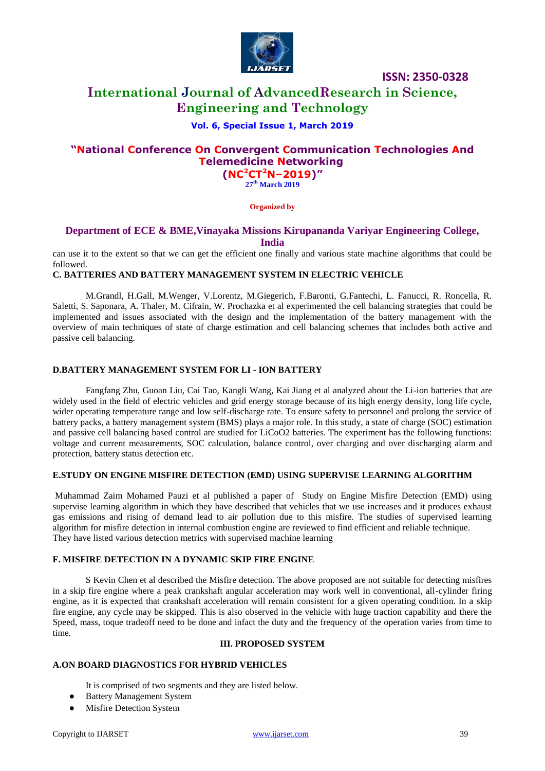can use it to the extent so that we can get the efficient one finally and various state machine algorithms that could be followed.

### C. BATTERIES AND BATTERY MANAGEMENT SYSTEM IN ELECTRIC VEHICLE

M.Grandl, H.Gall, M.Wenger, V.Lorentz, M.Giegerich, F.Baronti, G.Fantechi, L. Fanucci, R. Roncella, R. Saletti, S. Saponara, A. Thaler, M. Cifrain, W. Prochazka et al experimented the cell balancing strategies that could be implemented and issues associated with the design and the implementation of the battery management with the overview of main techniques of state of charge estimation and cell balancing schemes that includes both active and passive cell balancing.

### D.BATTERY MANAGEMENT SYSTEM FOR LI - ION BATTERY

Fangfang Zhu, Guoan Liu, Cai Tao, Kangli Wang, Kai Jiang et al analyzed about the Li-ion batteries that are widely used in the field of electric vehicles and grid energy storage because of its high energy density, long life cycle, wider operating temperature range and low self-discharge rate. To ensure safety to personnel and prolong the service of battery packs, a battery management system (BMS) plays a major role. In this study, a state of charge (SOC) estimation and passive cell balancing based control are studied for $LiCoO_2$ batteries. The experiment has the following functions: voltage and current measurements, SOC calculation, balance control, over charging and over discharging alarm and protection, battery status detection etc.

### E.STUDY ON ENGINE MISFIRE DETECTION (EMD) USING SUPERVISE LEARNING ALGORITHM

Muhammad Zaim Mohamed Pauzi et al published a paper of Study on Engine Misfire Detection (EMD) using supervise learning algorithm in which they have described that vehicles that we use increases and it produces exhaust gas emissions and rising of demand lead to air pollution due to this misfire. The studies of supervised learning algorithm for misfire detection in internal combustion engine are reviewed to find efficient and reliable technique. They have listed various detection metrics with supervised machine learning

### F. MISFIRE DETECTION IN A DYNAMIC SKIP FIRE ENGINE

S Kevin Chen et al described the Misfire detection. The above proposed are not suitable for detecting misfires in a skip fire engine where a peak crankshaft angular acceleration may work well in conventional, all-cylinder firing engine, as it is expected that crankshaft acceleration will remain consistent for a given operating condition. In a skip fire engine, any cycle may be skipped. This is also observed in the vehicle with huge traction capability and there the Speed, mass, toque tradeoff need to be done and infact the duty and the frequency of the operation varies from time to time.

## III. PROPOSED SYSTEM

### A.ON BOARD DIAGNOSTICS FOR HYBRID VEHICLES

It is comprised of two segments and they are listed below.

- Battery Management System
- Misfire Detection System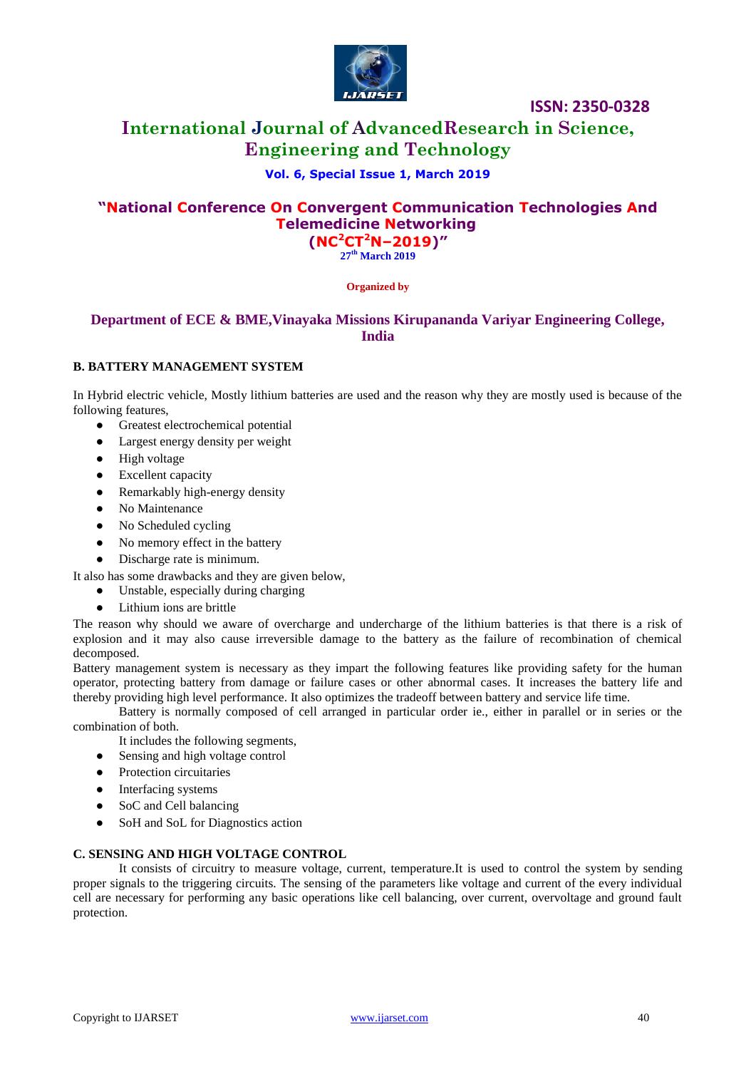### B. BATTERY MANAGEMENT SYSTEM

In Hybrid electric vehicle, Mostly lithium batteries are used and the reason why they are mostly used is because of the following features,

- Greatest electrochemical potential
- Largest energy density per weight
- High voltage
- Excellent capacity
- Remarkably high-energy density
- No Maintenance
- No Scheduled cycling
- No memory effect in the battery
- Discharge rate is minimum.

It also has some drawbacks and they are given below,

- Unstable, especially during charging
- Lithium ions are brittle

The reason why should we aware of overcharge and undercharge of the lithium batteries is that there is a risk of explosion and it may also cause irreversible damage to the battery as the failure of recombination of chemical decomposed.

Battery management system is necessary as they impart the following features like providing safety for the human operator, protecting battery from damage or failure cases or other abnormal cases. It increases the battery life and thereby providing high level performance. It also optimizes the tradeoff between battery and service life time.

Battery is normally composed of cell arranged in particular order ie., either in parallel or in series or the combination of both.

It includes the following segments,

- Sensing and high voltage control
- Protection circuitaries
- Interfacing systems
- SoC and Cell balancing
- SoH and SoL for Diagnostics action

### C. SENSING AND HIGH VOLTAGE CONTROL

It consists of circuitry to measure voltage, current, temperature.It is used to control the system by sending proper signals to the triggering circuits. The sensing of the parameters like voltage and current of the every individual cell are necessary for performing any basic operations like cell balancing, over current, overvoltage and ground fault protection.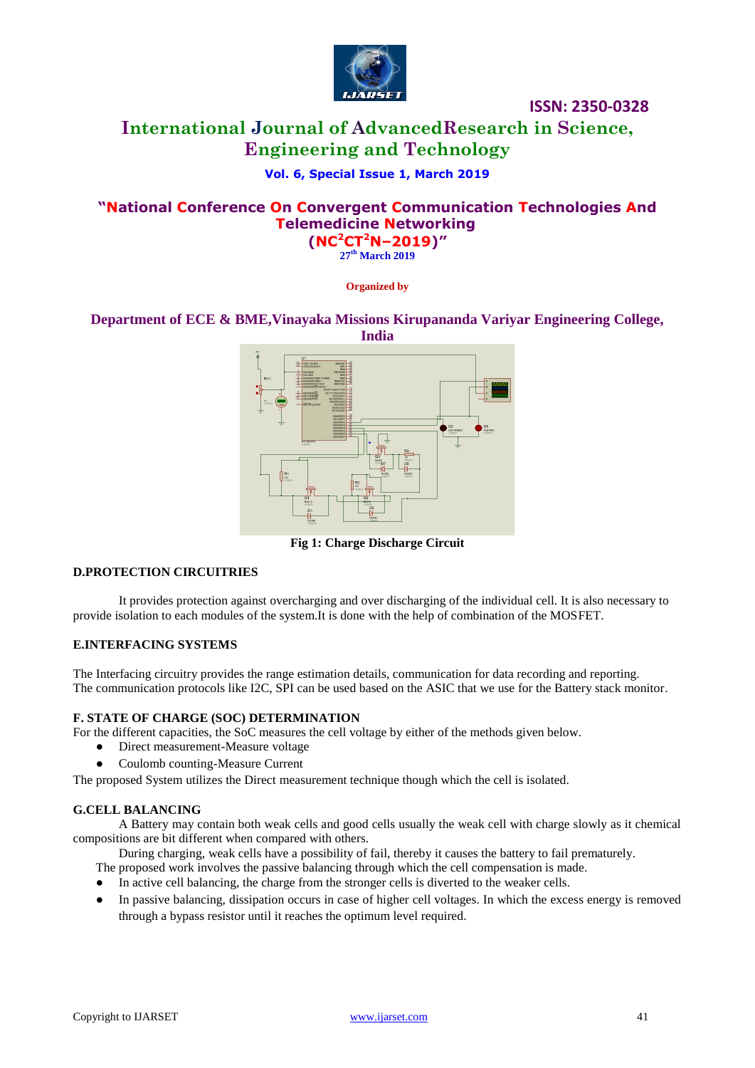Fig 1: Charge Discharge Circuit

### D.PROTECTION CIRCUITRIES

It provides protection against overcharging and over discharging of the individual cell. It is also necessary to provide isolation to each modules of the system.It is done with the help of combination of the MOSFET.

### E.INTERFACING SYSTEMS

The Interfacing circuitry provides the range estimation details, communication for data recording and reporting. The communication protocols like I2C, SPI can be used based on the ASIC that we use for the Battery stack monitor.

### F. STATE OF CHARGE (SOC) DETERMINATION

For the different capacities, the SoC measures the cell voltage by either of the methods given below.

- Direct measurement-Measure voltage
- Coulomb counting-Measure Current

The proposed System utilizes the Direct measurement technique though which the cell is isolated.

### G.CELL BALANCING

A Battery may contain both weak cells and good cells usually the weak cell with charge slowly as it chemical compositions are bit different when compared with others.

During charging, weak cells have a possibility of fail, thereby it causes the battery to fail prematurely.

The proposed work involves the passive balancing through which the cell compensation is made.

- In active cell balancing, the charge from the stronger cells is diverted to the weaker cells.
- In passive balancing, dissipation occurs in case of higher cell voltages. In which the excess energy is removed through a bypass resistor until it reaches the optimum level required.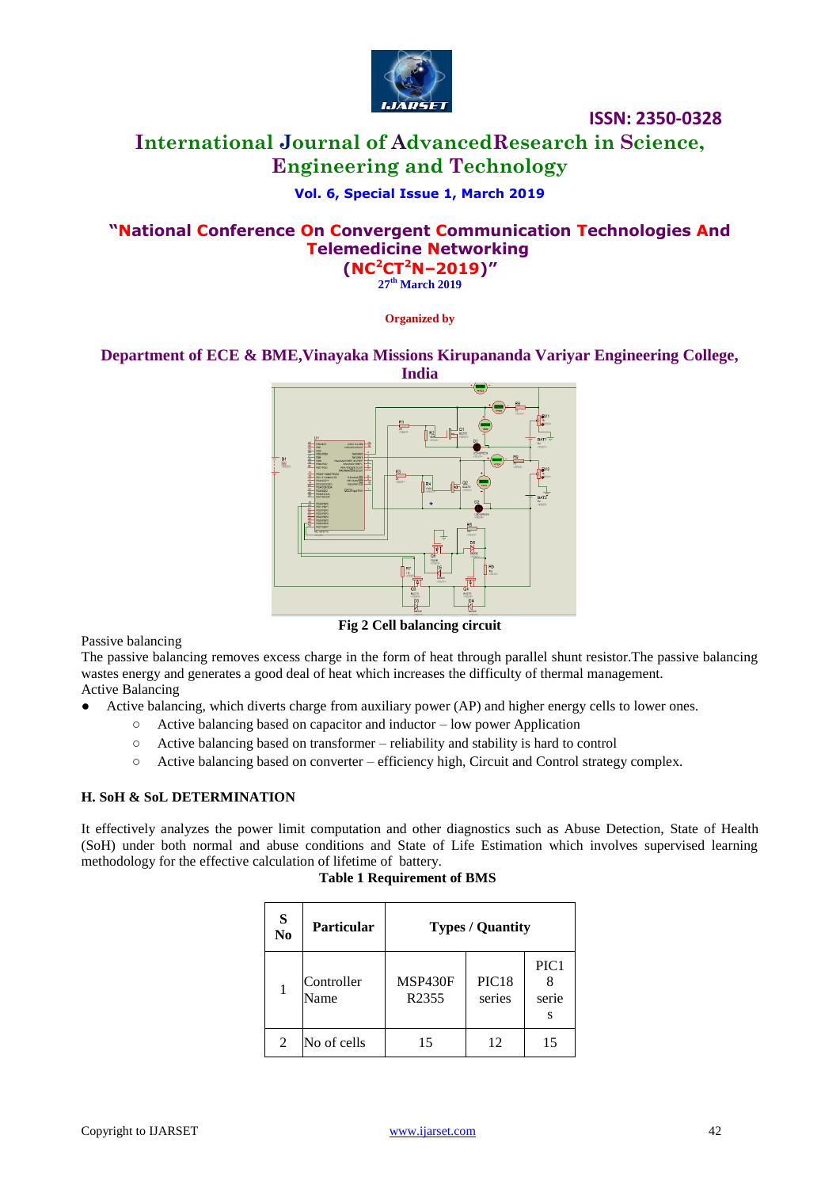Fig 2 Cell balancing circuit

Passive balancing

The passive balancing removes excess charge in the form of heat through parallel shunt resistor.The passive balancing wastes energy and generates a good deal of heat which increases the difficulty of thermal management.

Active Balancing

- Active balancing, which diverts charge from auxiliary power (AP) and higher energy cells to lower ones.
  - Active balancing based on capacitor and inductor – low power Application
  - Active balancing based on transformer – reliability and stability is hard to control
  - Active balancing based on converter – efficiency high, Circuit and Control strategy complex.

### H. SoH & SoL DETERMINATION

It effectively analyzes the power limit computation and other diagnostics such as Abuse Detection, State of Health (SoH) under both normal and abuse conditions and State of Life Estimation which involves supervised learning methodology for the effective calculation of lifetime of battery.

**Table 1 Requirement of BMS**

| S No | Particular | Types / Quantity | | |
|---|---|---|---|---|
| 1 | Controller Name | MSP430FR2355 | PIC18 series | PIC18 series |
| 2 | No of cells | 15 | 12 | 15 |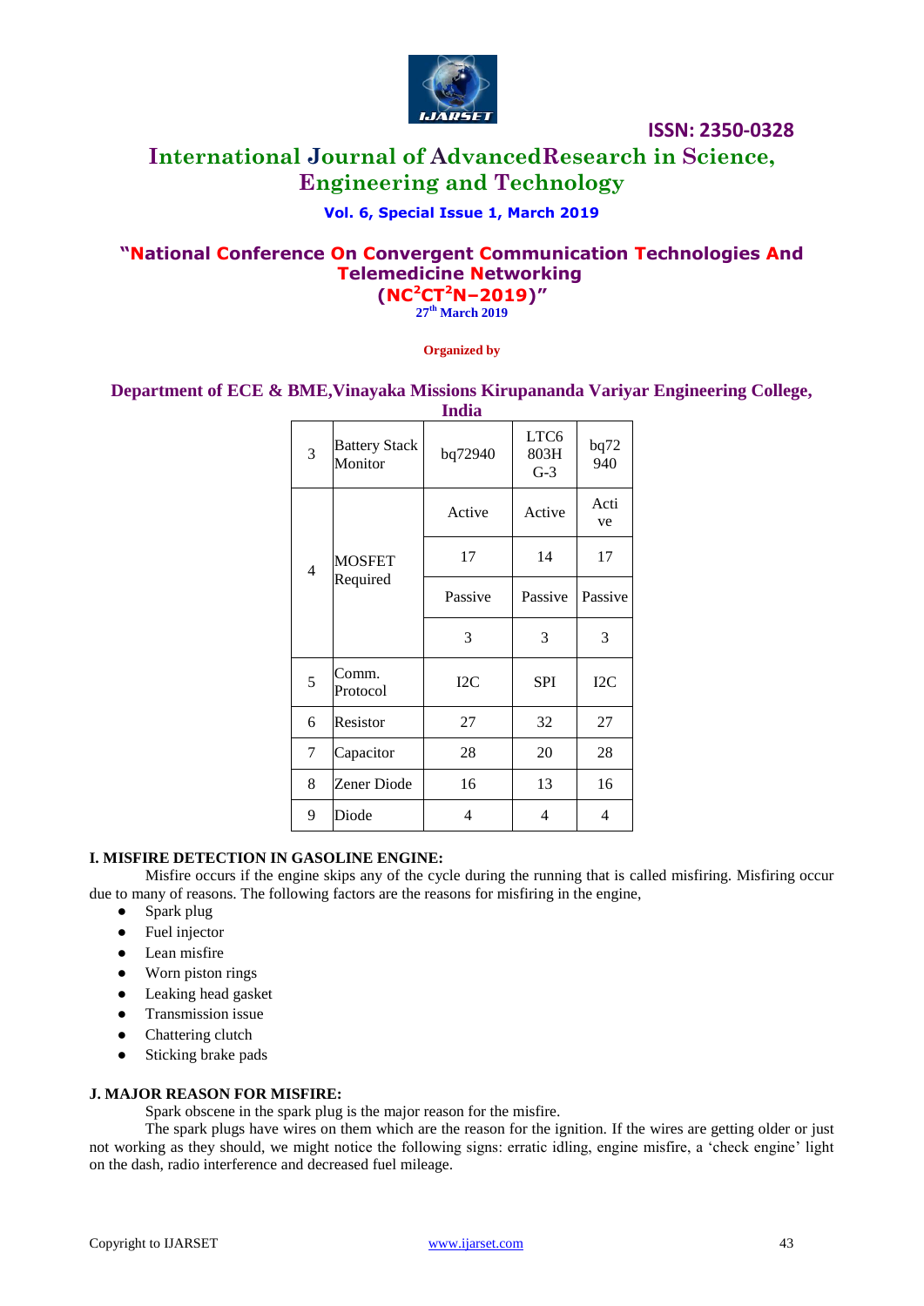| 3 | Battery Stack Monitor | bq72940 | LTC6803H G-3 | bq72940 |
|---|---|---|---|---|
| 4 | MOSFET Required | Active | Active | Active |
| | | 17 | 14 | 17 |
| | | Passive | Passive | Passive |
| | | 3 | 3 | 3 |
| 5 | Comm. Protocol | I2C | SPI | I2C |
| 6 | Resistor | 27 | 32 | 27 |
| 7 | Capacitor | 28 | 20 | 28 |
| 8 | Zener Diode | 16 | 13 | 16 |
| 9 | Diode | 4 | 4 | 4 |

### I. MISFIRE DETECTION IN GASOLINE ENGINE:

Misfire occurs if the engine skips any of the cycle during the running that is called misfiring. Misfiring occur due to many of reasons. The following factors are the reasons for misfiring in the engine,

- Spark plug
- Fuel injector
- Lean misfire
- Worn piston rings
- Leaking head gasket
- Transmission issue
- Chattering clutch
- Sticking brake pads

### J. MAJOR REASON FOR MISFIRE:

Spark obscene in the spark plug is the major reason for the misfire.

The spark plugs have wires on them which are the reason for the ignition. If the wires are getting older or just not working as they should, we might notice the following signs: erratic idling, engine misfire, a 'check engine' light on the dash, radio interference and decreased fuel mileage.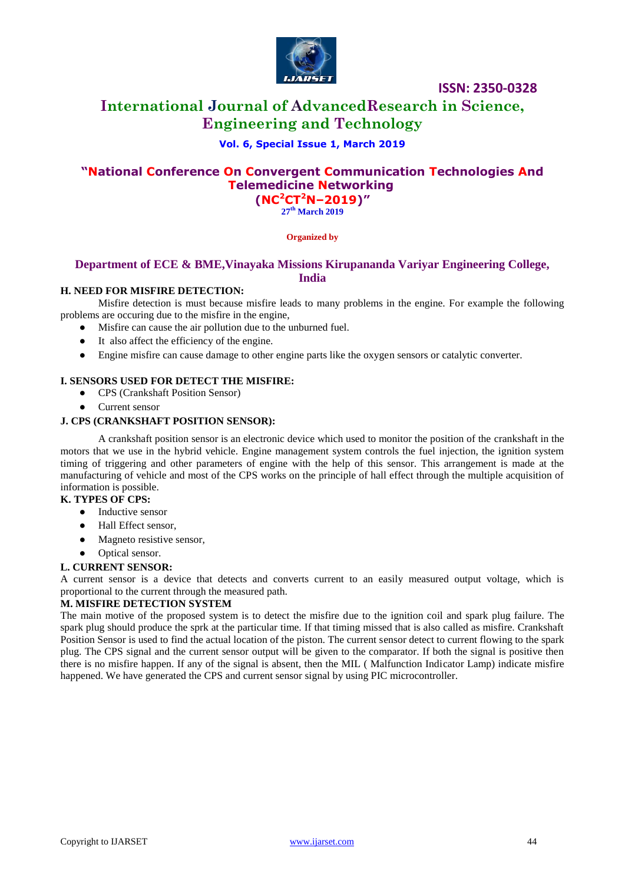### H. NEED FOR MISFIRE DETECTION:

Misfire detection is must because misfire leads to many problems in the engine. For example the following problems are occuring due to the misfire in the engine,

- Misfire can cause the air pollution due to the unburned fuel.
- It also affect the efficiency of the engine.
- Engine misfire can cause damage to other engine parts like the oxygen sensors or catalytic converter.

### I. SENSORS USED FOR DETECT THE MISFIRE:

- CPS (Crankshaft Position Sensor)
- Current sensor

### J. CPS (CRANKSHAFT POSITION SENSOR):

A crankshaft position sensor is an electronic device which used to monitor the position of the crankshaft in the motors that we use in the hybrid vehicle. Engine management system controls the fuel injection, the ignition system timing of triggering and other parameters of engine with the help of this sensor. This arrangement is made at the manufacturing of vehicle and most of the CPS works on the principle of hall effect through the multiple acquisition of information is possible.

### K. TYPES OF CPS:

- Inductive sensor
- Hall Effect sensor,
- Magneto resistive sensor,
- Optical sensor.

### L. CURRENT SENSOR:

A current sensor is a device that detects and converts current to an easily measured output voltage, which is proportional to the current through the measured path.

### M. MISFIRE DETECTION SYSTEM

The main motive of the proposed system is to detect the misfire due to the ignition coil and spark plug failure. The spark plug should produce the sprk at the particular time. If that timing missed that is also called as misfire. Crankshaft Position Sensor is used to find the actual location of the piston. The current sensor detect to current flowing to the spark plug. The CPS signal and the current sensor output will be given to the comparator. If both the signal is positive then there is no misfire happen. If any of the signal is absent, then the MIL ( Malfunction Indicator Lamp) indicate misfire happened. We have generated the CPS and current sensor signal by using PIC microcontroller.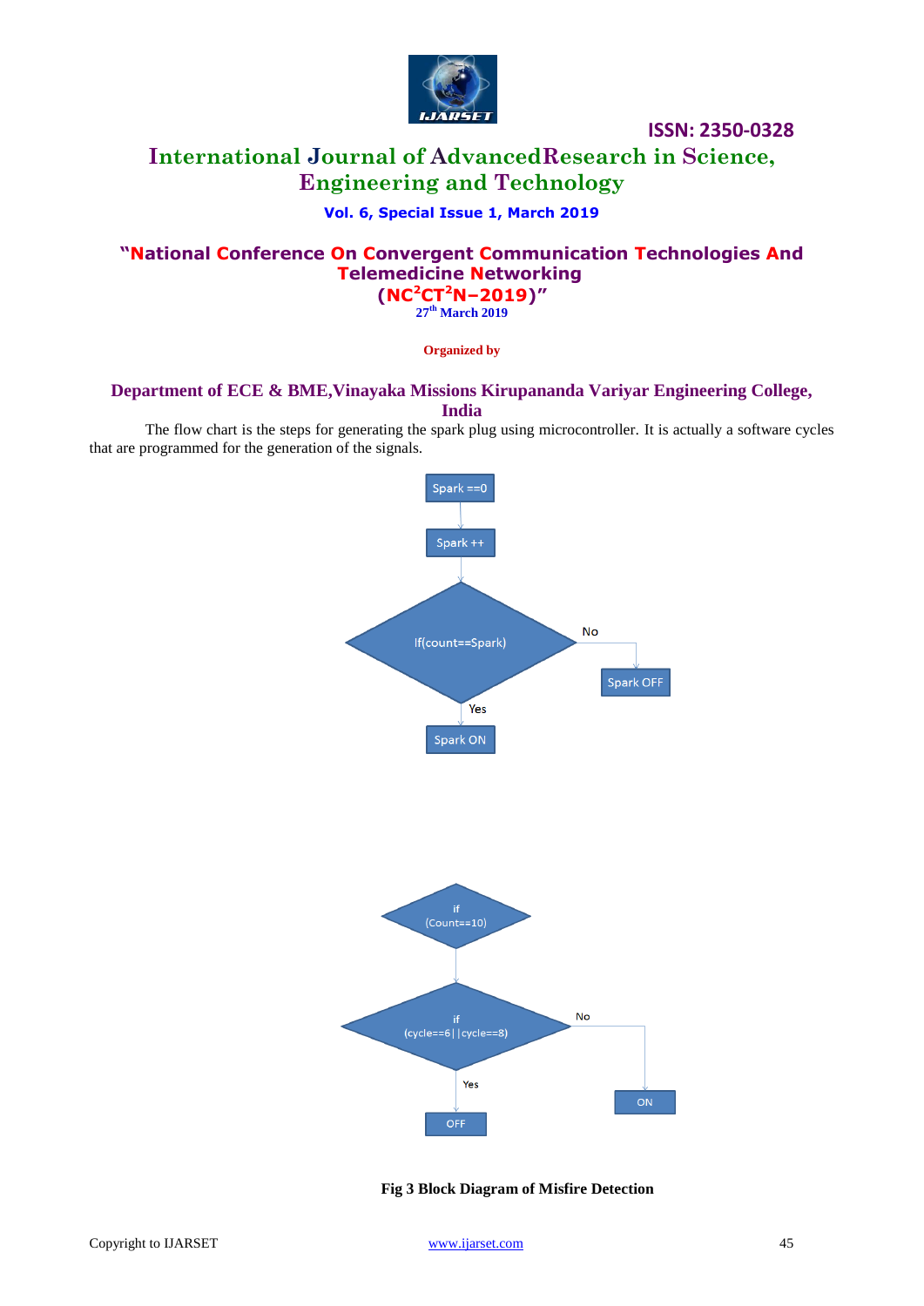The flow chart is the steps for generating the spark plug using microcontroller. It is actually a software cycles that are programmed for the generation of the signals.

Spark ==0

Spark ++

If(count==Spark)

No

Spark OFF

Yes

Spark ON

if (Count==10)

if (cycle==6||cycle==8)

No

ON

Yes

OFF

**Fig 3 Block Diagram of Misfire Detection**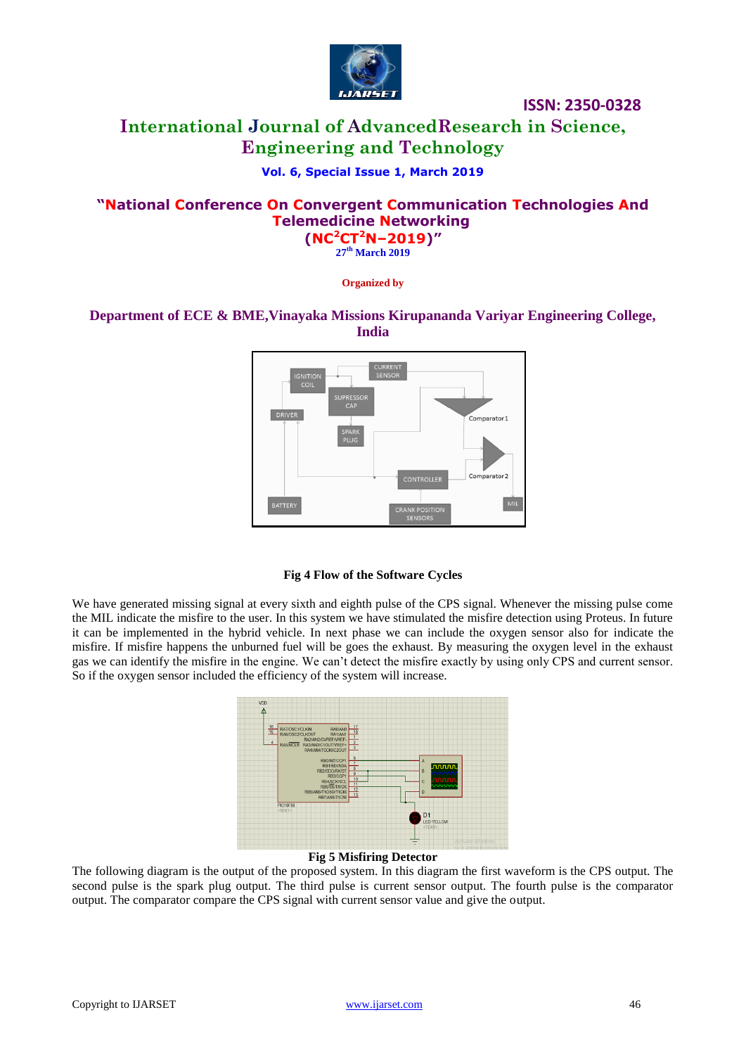Fig 4 Flow of the Software Cycles

We have generated missing signal at every sixth and eighth pulse of the CPS signal. Whenever the missing pulse come the MIL indicate the misfire to the user. In this system we have stimulated the misfire detection using Proteus. In future it can be implemented in the hybrid vehicle. In next phase we can include the oxygen sensor also for indicate the misfire. If misfire happens the unburned fuel will be goes the exhaust. By measuring the oxygen level in the exhaust gas we can identify the misfire in the engine. We can't detect the misfire exactly by using only CPS and current sensor. So if the oxygen sensor included the efficiency of the system will increase.

Fig 5 Misfiring Detector

The following diagram is the output of the proposed system. In this diagram the first waveform is the CPS output. The second pulse is the spark plug output. The third pulse is current sensor output. The fourth pulse is the comparator output. The comparator compare the CPS signal with current sensor value and give the output.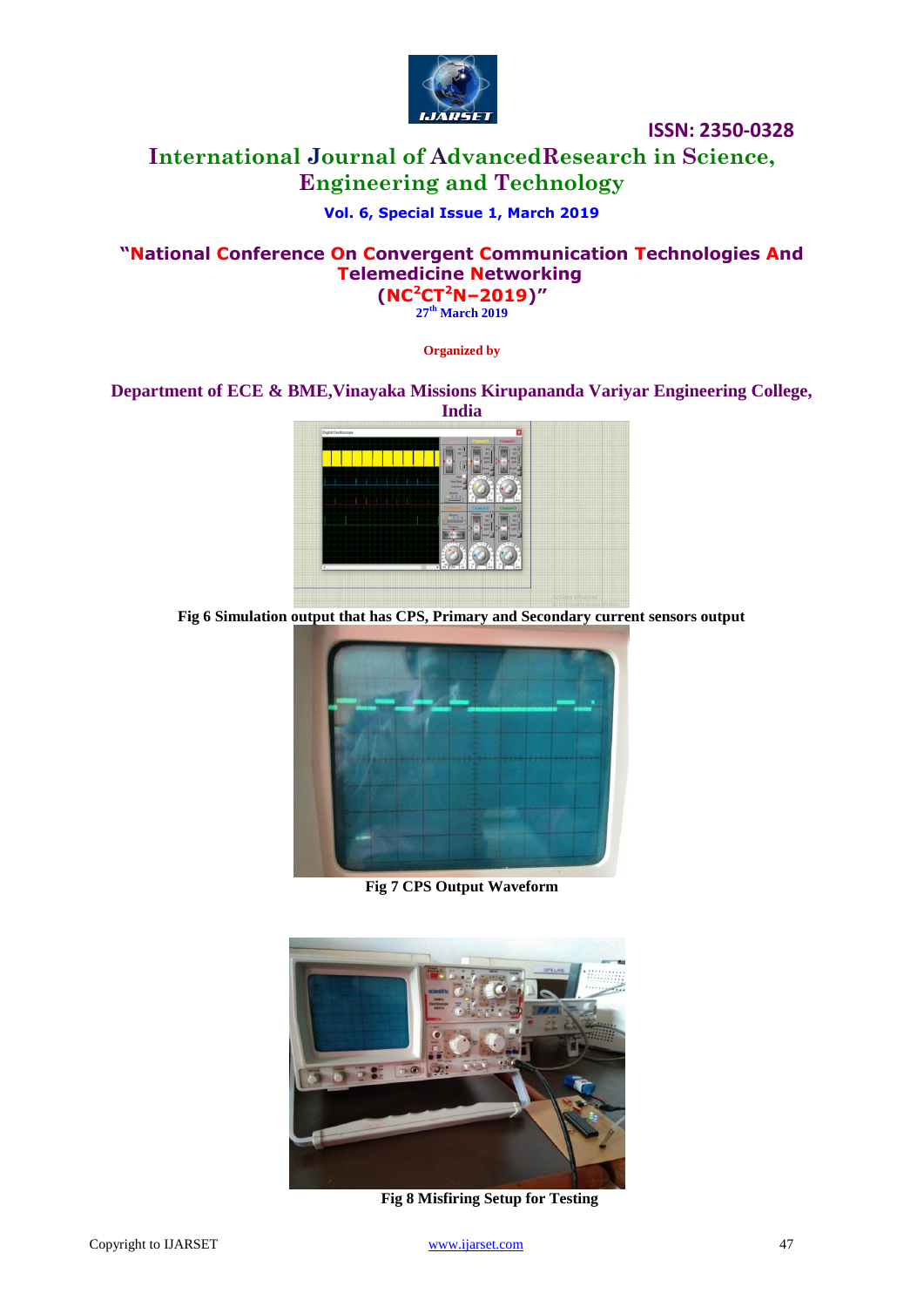Fig 6 Simulation output that has CPS, Primary and Secondary current sensors output

Fig 7 CPS Output Waveform

Fig 8 Misfiring Setup for Testing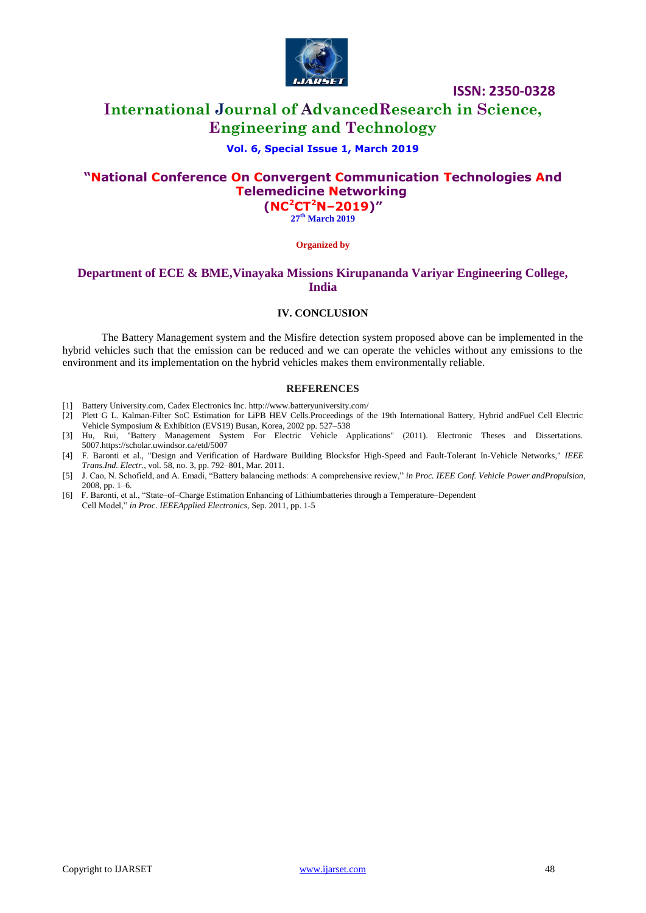## IV. CONCLUSION

The Battery Management system and the Misfire detection system proposed above can be implemented in the hybrid vehicles such that the emission can be reduced and we can operate the vehicles without any emissions to the environment and its implementation on the hybrid vehicles makes them environmentally reliable.

## REFERENCES

[1] Battery University.com, Cadex Electronics Inc. http://www.batteryuniversity.com/

[2] Plett G L. Kalman-Filter SoC Estimation for LiPB HEV Cells.Proceedings of the 19th International Battery, Hybrid andFuel Cell Electric Vehicle Symposium & Exhibition (EVS19) Busan, Korea, 2002 pp. 527–538

[3] Hu, Rui, "Battery Management System For Electric Vehicle Applications" (2011). Electronic Theses and Dissertations. 5007.https://scholar.uwindsor.ca/etd/5007

[4] F. Baronti et al., "Design and Verification of Hardware Building Blocksfor High-Speed and Fault-Tolerant In-Vehicle Networks," *IEEE Trans.Ind. Electr.*, vol. 58, no. 3, pp. 792–801, Mar. 2011.

[5] J. Cao, N. Schofield, and A. Emadi, "Battery balancing methods: A comprehensive review," *in Proc. IEEE Conf. Vehicle Power andPropulsion*, 2008, pp. 1–6.

[6] F. Baronti, et al., "State–of–Charge Estimation Enhancing of Lithiumbatteries through a Temperature–Dependent Cell Model," *in Proc. IEEEApplied Electronics*, Sep. 2011, pp. 1-5